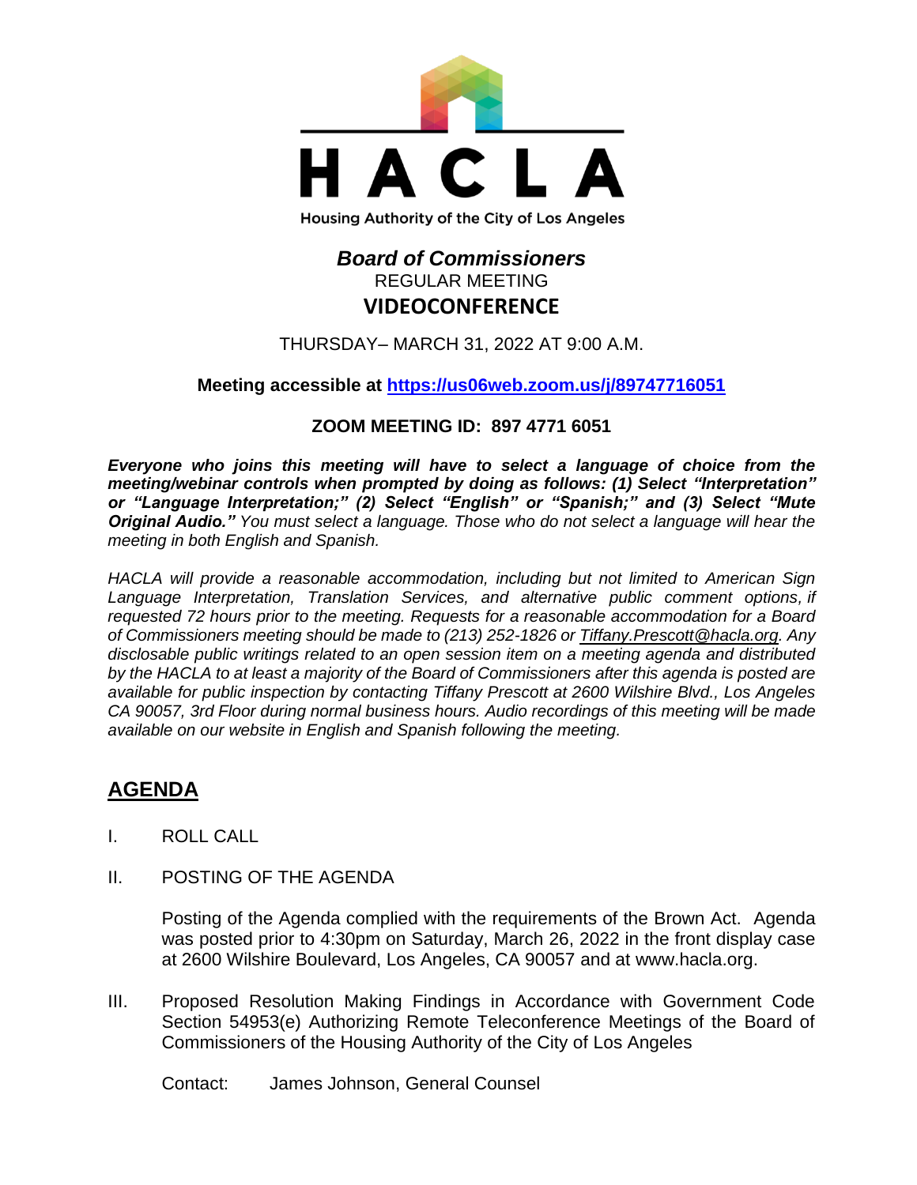HACLA

Housing Authority of the City of Los Angeles

# *Board of Commissioners*

REGULAR MEETING

**VIDEOCONFERENCE**

THURSDAY– MARCH 31, 2022 AT 9:00 A.M.

**Meeting accessible at https://us06web.zoom.us/j/89747716051**

**ZOOM MEETING ID: 897 4771 6051**

***Everyone who joins this meeting will have to select a language of choice from the meeting/webinar controls when prompted by doing as follows: (1) Select "Interpretation" or "Language Interpretation;" (2) Select "English" or "Spanish;" and (3) Select "Mute Original Audio."*** *You must select a language. Those who do not select a language will hear the meeting in both English and Spanish.*

*HACLA will provide a reasonable accommodation, including but not limited to American Sign Language Interpretation, Translation Services, and alternative public comment options, if requested 72 hours prior to the meeting. Requests for a reasonable accommodation for a Board of Commissioners meeting should be made to (213) 252-1826 or Tiffany.Prescott@hacla.org. Any disclosable public writings related to an open session item on a meeting agenda and distributed by the HACLA to at least a majority of the Board of Commissioners after this agenda is posted are available for public inspection by contacting Tiffany Prescott at 2600 Wilshire Blvd., Los Angeles CA 90057, 3rd Floor during normal business hours. Audio recordings of this meeting will be made available on our website in English and Spanish following the meeting.*

## AGENDA

I. ROLL CALL

II. POSTING OF THE AGENDA

Posting of the Agenda complied with the requirements of the Brown Act. Agenda was posted prior to 4:30pm on Saturday, March 26, 2022 in the front display case at 2600 Wilshire Boulevard, Los Angeles, CA 90057 and at www.hacla.org.

III. Proposed Resolution Making Findings in Accordance with Government Code Section 54953(e) Authorizing Remote Teleconference Meetings of the Board of Commissioners of the Housing Authority of the City of Los Angeles

Contact: James Johnson, General Counsel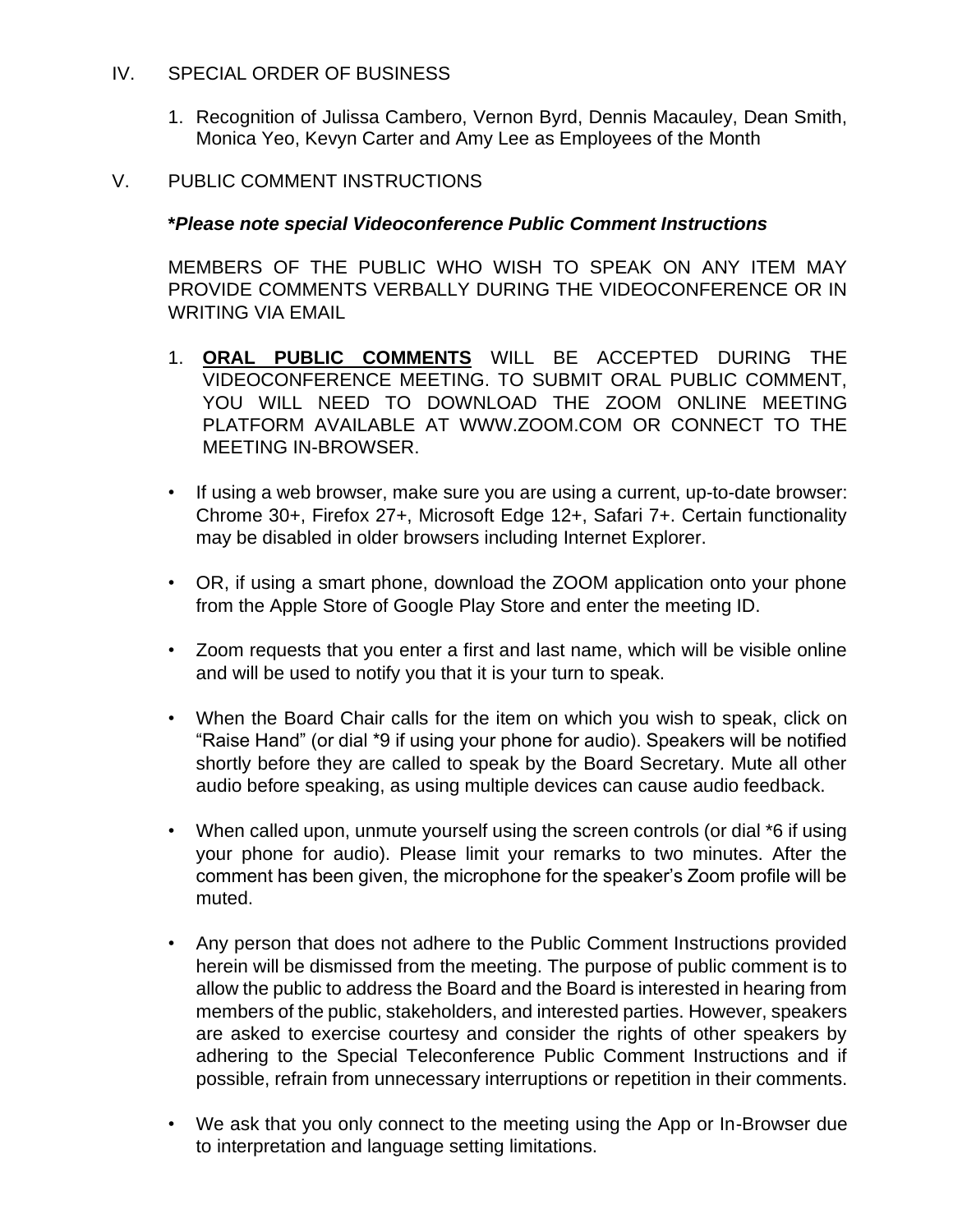## IV. SPECIAL ORDER OF BUSINESS

1. Recognition of Julissa Cambero, Vernon Byrd, Dennis Macauley, Dean Smith, Monica Yeo, Kevyn Carter and Amy Lee as Employees of the Month

## V. PUBLIC COMMENT INSTRUCTIONS

***Please note special Videoconference Public Comment Instructions***

MEMBERS OF THE PUBLIC WHO WISH TO SPEAK ON ANY ITEM MAY PROVIDE COMMENTS VERBALLY DURING THE VIDEOCONFERENCE OR IN WRITING VIA EMAIL

1. **ORAL PUBLIC COMMENTS** WILL BE ACCEPTED DURING THE VIDEOCONFERENCE MEETING. TO SUBMIT ORAL PUBLIC COMMENT, YOU WILL NEED TO DOWNLOAD THE ZOOM ONLINE MEETING PLATFORM AVAILABLE AT WWW.ZOOM.COM OR CONNECT TO THE MEETING IN-BROWSER.

- If using a web browser, make sure you are using a current, up-to-date browser: Chrome 30+, Firefox 27+, Microsoft Edge 12+, Safari 7+. Certain functionality may be disabled in older browsers including Internet Explorer.
- OR, if using a smart phone, download the ZOOM application onto your phone from the Apple Store of Google Play Store and enter the meeting ID.
- Zoom requests that you enter a first and last name, which will be visible online and will be used to notify you that it is your turn to speak.
- When the Board Chair calls for the item on which you wish to speak, click on "Raise Hand" (or dial *9 if using your phone for audio). Speakers will be notified shortly before they are called to speak by the Board Secretary. Mute all other audio before speaking, as using multiple devices can cause audio feedback.
- When called upon, unmute yourself using the screen controls (or dial *6 if using your phone for audio). Please limit your remarks to two minutes. After the comment has been given, the microphone for the speaker's Zoom profile will be muted.
- Any person that does not adhere to the Public Comment Instructions provided herein will be dismissed from the meeting. The purpose of public comment is to allow the public to address the Board and the Board is interested in hearing from members of the public, stakeholders, and interested parties. However, speakers are asked to exercise courtesy and consider the rights of other speakers by adhering to the Special Teleconference Public Comment Instructions and if possible, refrain from unnecessary interruptions or repetition in their comments.
- We ask that you only connect to the meeting using the App or In-Browser due to interpretation and language setting limitations.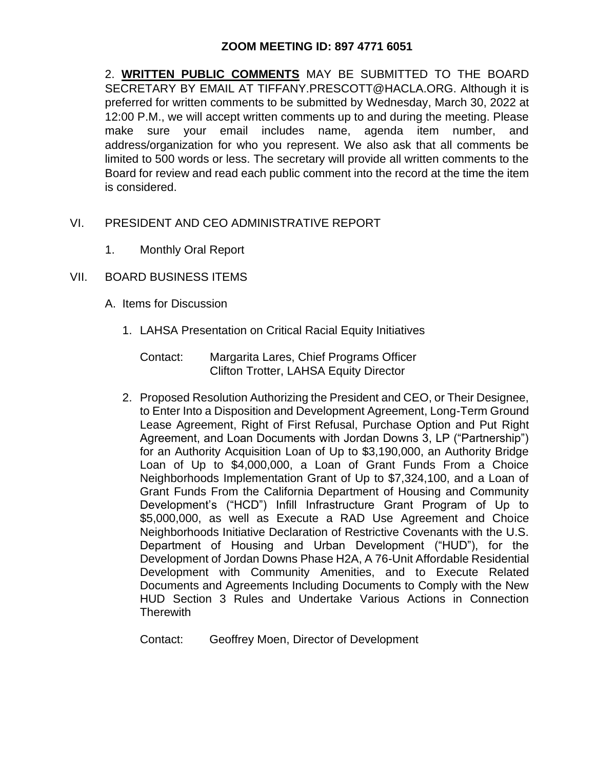**ZOOM MEETING ID: 897 4771 6051**

2. **WRITTEN PUBLIC COMMENTS** MAY BE SUBMITTED TO THE BOARD SECRETARY BY EMAIL AT TIFFANY.PRESCOTT@HACLA.ORG. Although it is preferred for written comments to be submitted by Wednesday, March 30, 2022 at 12:00 P.M., we will accept written comments up to and during the meeting. Please make sure your email includes name, agenda item number, and address/organization for who you represent. We also ask that all comments be limited to 500 words or less. The secretary will provide all written comments to the Board for review and read each public comment into the record at the time the item is considered.

VI. PRESIDENT AND CEO ADMINISTRATIVE REPORT

1. Monthly Oral Report

VII. BOARD BUSINESS ITEMS

A. Items for Discussion

1. LAHSA Presentation on Critical Racial Equity Initiatives

   Contact: Margarita Lares, Chief Programs Officer
   Clifton Trotter, LAHSA Equity Director

2. Proposed Resolution Authorizing the President and CEO, or Their Designee, to Enter Into a Disposition and Development Agreement, Long-Term Ground Lease Agreement, Right of First Refusal, Purchase Option and Put Right Agreement, and Loan Documents with Jordan Downs 3, LP ("Partnership") for an Authority Acquisition Loan of Up to $3,190,000, an Authority Bridge Loan of Up to $4,000,000, a Loan of Grant Funds From a Choice Neighborhoods Implementation Grant of Up to $7,324,100, and a Loan of Grant Funds From the California Department of Housing and Community Development's ("HCD") Infill Infrastructure Grant Program of Up to $5,000,000, as well as Execute a RAD Use Agreement and Choice Neighborhoods Initiative Declaration of Restrictive Covenants with the U.S. Department of Housing and Urban Development ("HUD"), for the Development of Jordan Downs Phase H2A, A 76-Unit Affordable Residential Development with Community Amenities, and to Execute Related Documents and Agreements Including Documents to Comply with the New HUD Section 3 Rules and Undertake Various Actions in Connection Therewith

   Contact: Geoffrey Moen, Director of Development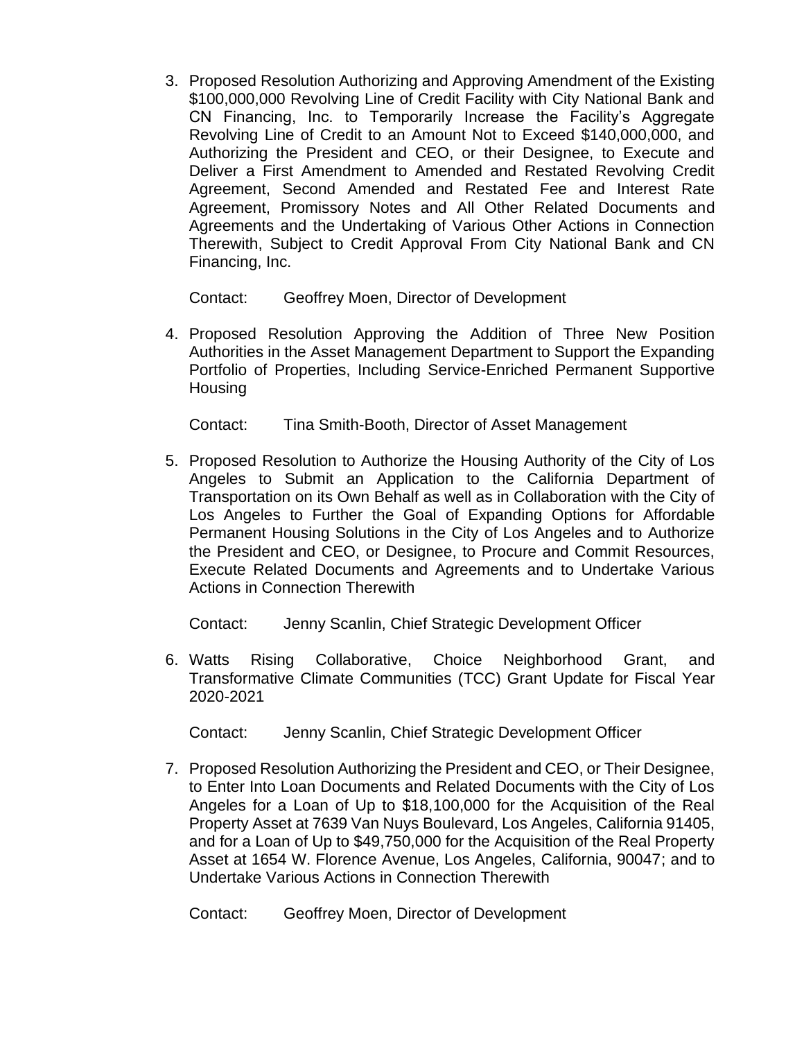3. Proposed Resolution Authorizing and Approving Amendment of the Existing $100,000,000 Revolving Line of Credit Facility with City National Bank and CN Financing, Inc. to Temporarily Increase the Facility's Aggregate Revolving Line of Credit to an Amount Not to Exceed $140,000,000, and Authorizing the President and CEO, or their Designee, to Execute and Deliver a First Amendment to Amended and Restated Revolving Credit Agreement, Second Amended and Restated Fee and Interest Rate Agreement, Promissory Notes and All Other Related Documents and Agreements and the Undertaking of Various Other Actions in Connection Therewith, Subject to Credit Approval From City National Bank and CN Financing, Inc.

   Contact: Geoffrey Moen, Director of Development

4. Proposed Resolution Approving the Addition of Three New Position Authorities in the Asset Management Department to Support the Expanding Portfolio of Properties, Including Service-Enriched Permanent Supportive Housing

   Contact: Tina Smith-Booth, Director of Asset Management

5. Proposed Resolution to Authorize the Housing Authority of the City of Los Angeles to Submit an Application to the California Department of Transportation on its Own Behalf as well as in Collaboration with the City of Los Angeles to Further the Goal of Expanding Options for Affordable Permanent Housing Solutions in the City of Los Angeles and to Authorize the President and CEO, or Designee, to Procure and Commit Resources, Execute Related Documents and Agreements and to Undertake Various Actions in Connection Therewith

   Contact: Jenny Scanlin, Chief Strategic Development Officer

6. Watts Rising Collaborative, Choice Neighborhood Grant, and Transformative Climate Communities (TCC) Grant Update for Fiscal Year 2020-2021

   Contact: Jenny Scanlin, Chief Strategic Development Officer

7. Proposed Resolution Authorizing the President and CEO, or Their Designee, to Enter Into Loan Documents and Related Documents with the City of Los Angeles for a Loan of Up to $18,100,000 for the Acquisition of the Real Property Asset at 7639 Van Nuys Boulevard, Los Angeles, California 91405, and for a Loan of Up to $49,750,000 for the Acquisition of the Real Property Asset at 1654 W. Florence Avenue, Los Angeles, California, 90047; and to Undertake Various Actions in Connection Therewith

   Contact: Geoffrey Moen, Director of Development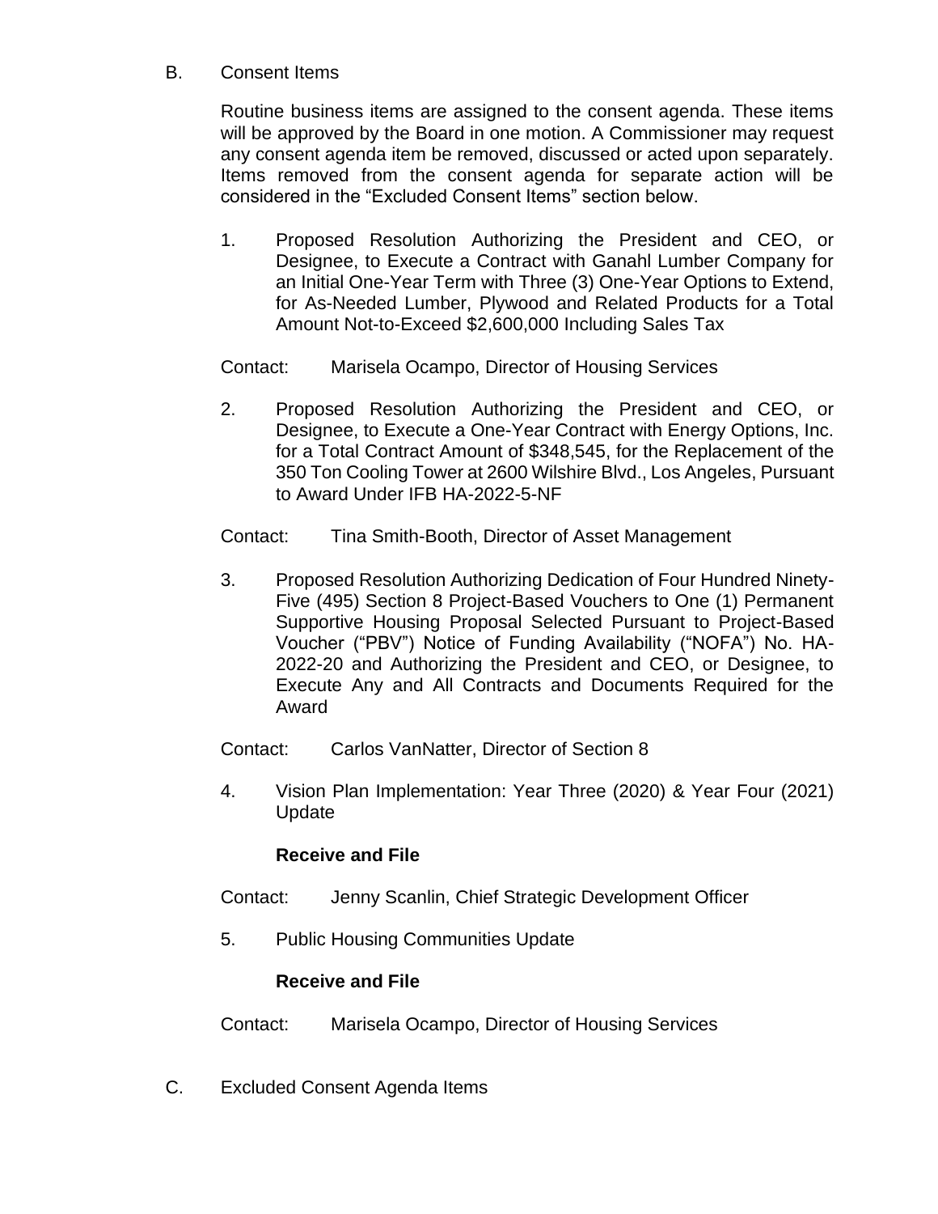B. Consent Items

Routine business items are assigned to the consent agenda. These items will be approved by the Board in one motion. A Commissioner may request any consent agenda item be removed, discussed or acted upon separately. Items removed from the consent agenda for separate action will be considered in the "Excluded Consent Items" section below.

1. Proposed Resolution Authorizing the President and CEO, or Designee, to Execute a Contract with Ganahl Lumber Company for an Initial One-Year Term with Three (3) One-Year Options to Extend, for As-Needed Lumber, Plywood and Related Products for a Total Amount Not-to-Exceed $2,600,000 Including Sales Tax

   Contact: Marisela Ocampo, Director of Housing Services

2. Proposed Resolution Authorizing the President and CEO, or Designee, to Execute a One-Year Contract with Energy Options, Inc. for a Total Contract Amount of $348,545, for the Replacement of the 350 Ton Cooling Tower at 2600 Wilshire Blvd., Los Angeles, Pursuant to Award Under IFB HA-2022-5-NF

   Contact: Tina Smith-Booth, Director of Asset Management

3. Proposed Resolution Authorizing Dedication of Four Hundred Ninety-Five (495) Section 8 Project-Based Vouchers to One (1) Permanent Supportive Housing Proposal Selected Pursuant to Project-Based Voucher ("PBV") Notice of Funding Availability ("NOFA") No. HA-2022-20 and Authorizing the President and CEO, or Designee, to Execute Any and All Contracts and Documents Required for the Award

   Contact: Carlos VanNatter, Director of Section 8

4. Vision Plan Implementation: Year Three (2020) & Year Four (2021) Update

   **Receive and File**

   Contact: Jenny Scanlin, Chief Strategic Development Officer

5. Public Housing Communities Update

   **Receive and File**

   Contact: Marisela Ocampo, Director of Housing Services

C. Excluded Consent Agenda Items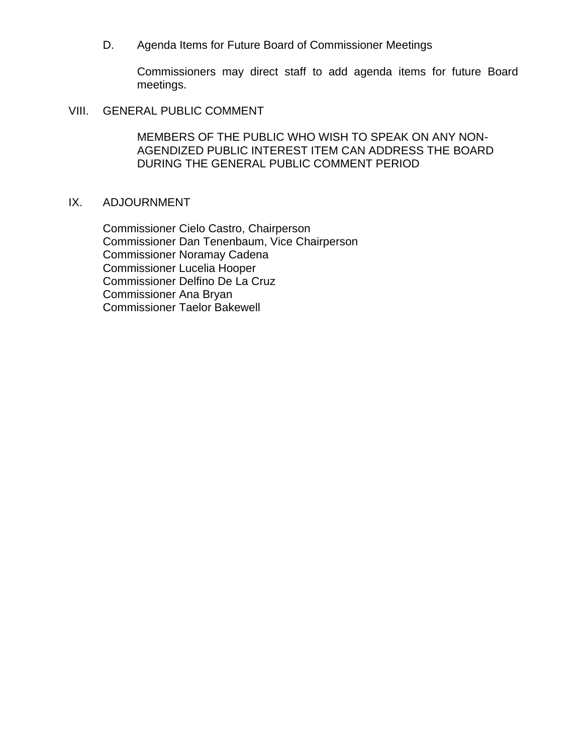D. Agenda Items for Future Board of Commissioner Meetings

Commissioners may direct staff to add agenda items for future Board meetings.

VIII. GENERAL PUBLIC COMMENT

MEMBERS OF THE PUBLIC WHO WISH TO SPEAK ON ANY NON-AGENDIZED PUBLIC INTEREST ITEM CAN ADDRESS THE BOARD DURING THE GENERAL PUBLIC COMMENT PERIOD

IX. ADJOURNMENT

Commissioner Cielo Castro, Chairperson
Commissioner Dan Tenenbaum, Vice Chairperson
Commissioner Noramay Cadena
Commissioner Lucelia Hooper
Commissioner Delfino De La Cruz
Commissioner Ana Bryan
Commissioner Taelor Bakewell